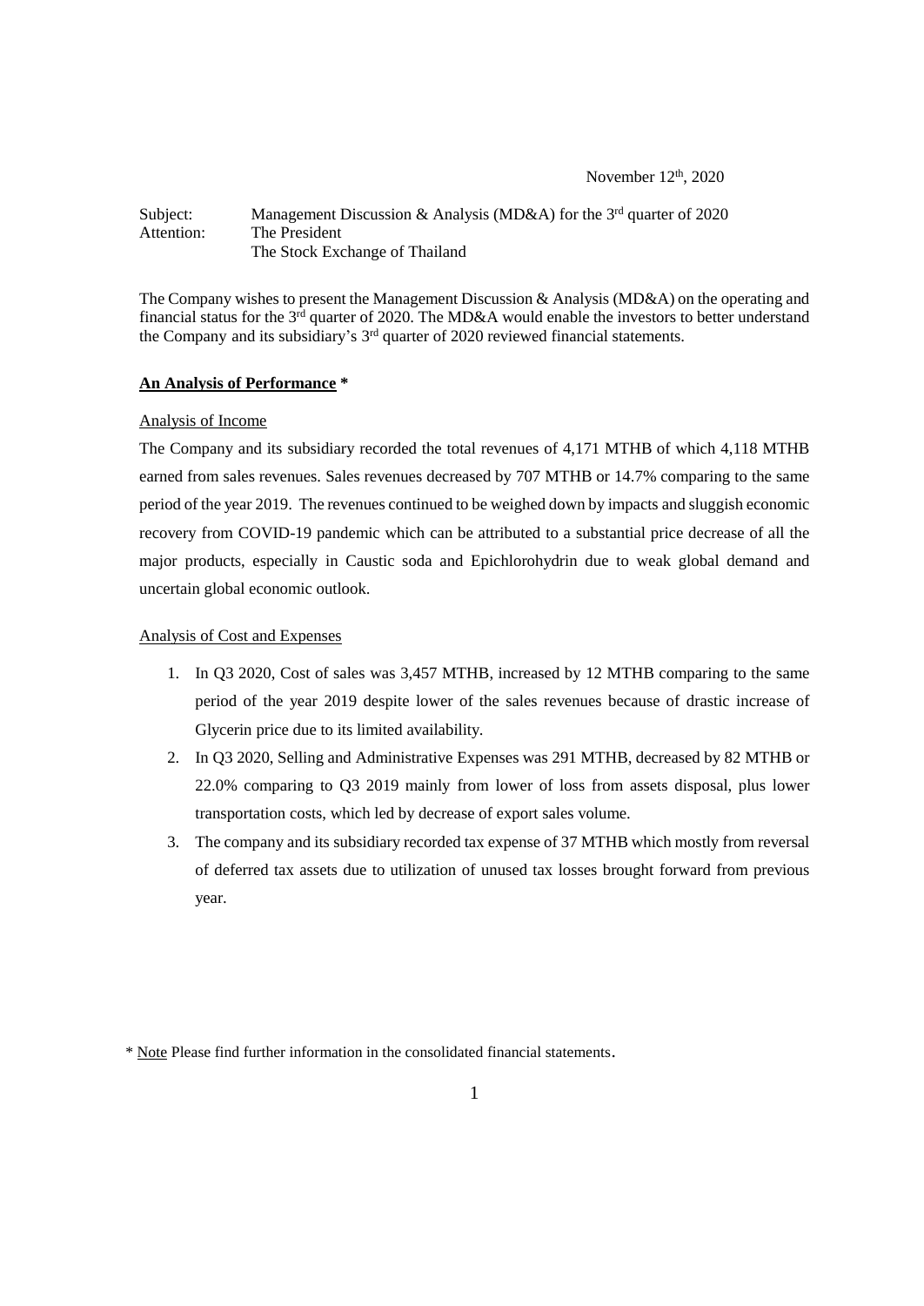November 12th, 2020

Subject: Management Discussion & Analysis (MD&A) for the 3rd quarter of 2020
Attention: The President
The Stock Exchange of Thailand

The Company wishes to present the Management Discussion & Analysis (MD&A) on the operating and financial status for the 3rd quarter of 2020. The MD&A would enable the investors to better understand the Company and its subsidiary's 3rd quarter of 2020 reviewed financial statements.

**An Analysis of Performance** *

Analysis of Income

The Company and its subsidiary recorded the total revenues of 4,171 MTHB of which 4,118 MTHB earned from sales revenues. Sales revenues decreased by 707 MTHB or 14.7% comparing to the same period of the year 2019. The revenues continued to be weighed down by impacts and sluggish economic recovery from COVID-19 pandemic which can be attributed to a substantial price decrease of all the major products, especially in Caustic soda and Epichlorohydrin due to weak global demand and uncertain global economic outlook.

Analysis of Cost and Expenses

1. In Q3 2020, Cost of sales was 3,457 MTHB, increased by 12 MTHB comparing to the same period of the year 2019 despite lower of the sales revenues because of drastic increase of Glycerin price due to its limited availability.
2. In Q3 2020, Selling and Administrative Expenses was 291 MTHB, decreased by 82 MTHB or 22.0% comparing to Q3 2019 mainly from lower of loss from assets disposal, plus lower transportation costs, which led by decrease of export sales volume.
3. The company and its subsidiary recorded tax expense of 37 MTHB which mostly from reversal of deferred tax assets due to utilization of unused tax losses brought forward from previous year.

* Note Please find further information in the consolidated financial statements.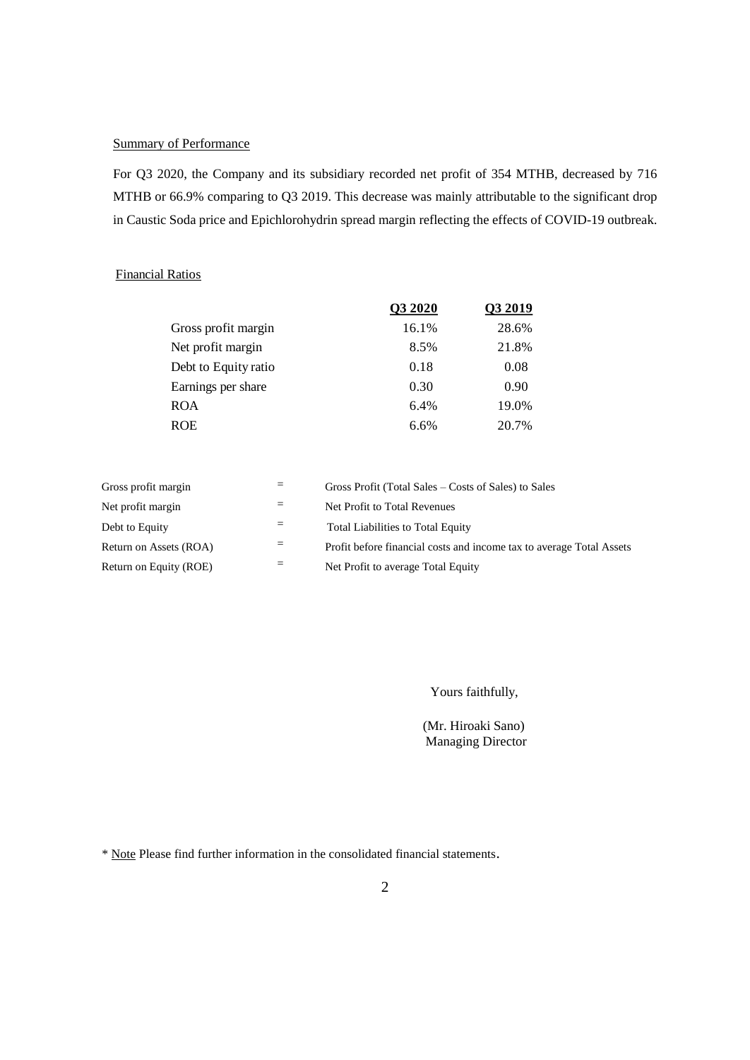## Summary of Performance

For Q3 2020, the Company and its subsidiary recorded net profit of 354 MTHB, decreased by 716 MTHB or 66.9% comparing to Q3 2019. This decrease was mainly attributable to the significant drop in Caustic Soda price and Epichlorohydrin spread margin reflecting the effects of COVID-19 outbreak.

## Financial Ratios

| | **Q3 2020** | **Q3 2019** |
|---|---|---|
| Gross profit margin | 16.1% | 28.6% |
| Net profit margin | 8.5% | 21.8% |
| Debt to Equity ratio | 0.18 | 0.08 |
| Earnings per share | 0.30 | 0.90 |
| ROA | 6.4% | 19.0% |
| ROE | 6.6% | 20.7% |

| | | |
|---|---|---|
| Gross profit margin | = | Gross Profit (Total Sales – Costs of Sales) to Sales |
| Net profit margin | = | Net Profit to Total Revenues |
| Debt to Equity | = | Total Liabilities to Total Equity |
| Return on Assets (ROA) | = | Profit before financial costs and income tax to average Total Assets |
| Return on Equity (ROE) | = | Net Profit to average Total Equity |

Yours faithfully,

(Mr. Hiroaki Sano)
Managing Director

* Note Please find further information in the consolidated financial statements.